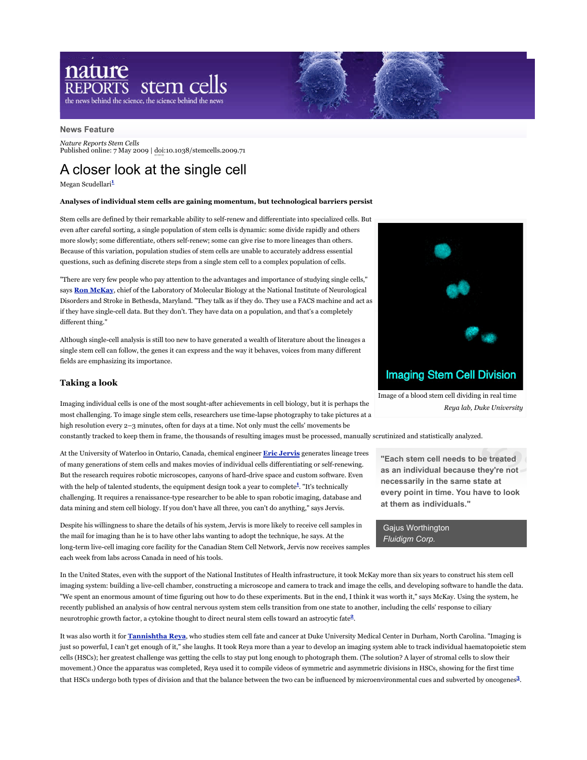**News Feature**

*Nature Reports Stem Cells*
Published online: 7 May 2009 | doi:10.1038/stemcells.2009.71

# A closer look at the single cell

Megan Scudellari[1]

**Analyses of individual stem cells are gaining momentum, but technological barriers persist**

Stem cells are defined by their remarkable ability to self-renew and differentiate into specialized cells. But even after careful sorting, a single population of stem cells is dynamic: some divide rapidly and others more slowly; some differentiate, others self-renew; some can give rise to more lineages than others. Because of this variation, population studies of stem cells are unable to accurately address essential questions, such as defining discrete steps from a single stem cell to a complex population of cells.

"There are very few people who pay attention to the advantages and importance of studying single cells," says **Ron McKay**, chief of the Laboratory of Molecular Biology at the National Institute of Neurological Disorders and Stroke in Bethesda, Maryland. "They talk as if they do. They use a FACS machine and act as if they have single-cell data. But they don't. They have data on a population, and that's a completely different thing."

Although single-cell analysis is still too new to have generated a wealth of literature about the lineages a single stem cell can follow, the genes it can express and the way it behaves, voices from many different fields are emphasizing its importance.

Imaging Stem Cell Division

Image of a blood stem cell dividing in real time

*Reya lab, Duke University*

### Taking a look

Imaging individual cells is one of the most sought-after achievements in cell biology, but it is perhaps the most challenging. To image single stem cells, researchers use time-lapse photography to take pictures at a high resolution every 2–3 minutes, often for days at a time. Not only must the cells' movements be constantly tracked to keep them in frame, the thousands of resulting images must be processed, manually scrutinized and statistically analyzed.

At the University of Waterloo in Ontario, Canada, chemical engineer **Eric Jervis** generates lineage trees of many generations of stem cells and makes movies of individual cells differentiating or self-renewing. But the research requires robotic microscopes, canyons of hard-drive space and custom software. Even with the help of talented students, the equipment design took a year to complete[1]. "It's technically challenging. It requires a renaissance-type researcher to be able to span robotic imaging, database and data mining and stem cell biology. If you don't have all three, you can't do anything," says Jervis.

> **"Each stem cell needs to be treated as an individual because they're not necessarily in the same state at every point in time. You have to look at them as individuals."**
>
> Gajus Worthington
> *Fluidigm Corp.*

Despite his willingness to share the details of his system, Jervis is more likely to receive cell samples in the mail for imaging than he is to have other labs wanting to adopt the technique, he says. At the long-term live-cell imaging core facility for the Canadian Stem Cell Network, Jervis now receives samples each week from labs across Canada in need of his tools.

In the United States, even with the support of the National Institutes of Health infrastructure, it took McKay more than six years to construct his stem cell imaging system: building a live-cell chamber, constructing a microscope and camera to track and image the cells, and developing software to handle the data. "We spent an enormous amount of time figuring out how to do these experiments. But in the end, I think it was worth it," says McKay. Using the system, he recently published an analysis of how central nervous system stem cells transition from one state to another, including the cells' response to ciliary neurotrophic growth factor, a cytokine thought to direct neural stem cells toward an astrocytic fate[2].

It was also worth it for **Tannishtha Reya**, who studies stem cell fate and cancer at Duke University Medical Center in Durham, North Carolina. "Imaging is just so powerful, I can't get enough of it," she laughs. It took Reya more than a year to develop an imaging system able to track individual haematopoietic stem cells (HSCs); her greatest challenge was getting the cells to stay put long enough to photograph them. (The solution? A layer of stromal cells to slow their movement.) Once the apparatus was completed, Reya used it to compile videos of symmetric and asymmetric divisions in HSCs, showing for the first time that HSCs undergo both types of division and that the balance between the two can be influenced by microenvironmental cues and subverted by oncogenes[3].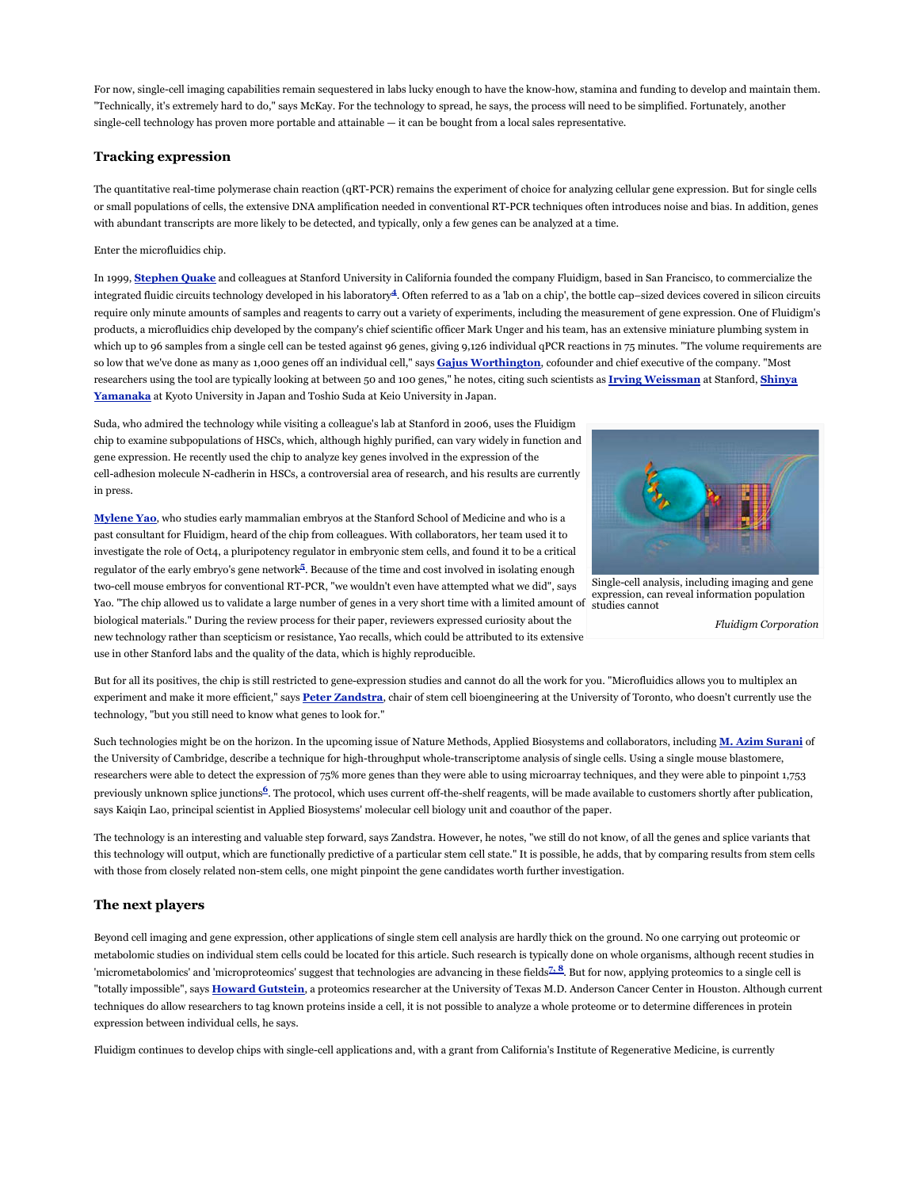For now, single-cell imaging capabilities remain sequestered in labs lucky enough to have the know-how, stamina and funding to develop and maintain them. "Technically, it's extremely hard to do," says McKay. For the technology to spread, he says, the process will need to be simplified. Fortunately, another single-cell technology has proven more portable and attainable — it can be bought from a local sales representative.

### Tracking expression

The quantitative real-time polymerase chain reaction (qRT-PCR) remains the experiment of choice for analyzing cellular gene expression. But for single cells or small populations of cells, the extensive DNA amplification needed in conventional RT-PCR techniques often introduces noise and bias. In addition, genes with abundant transcripts are more likely to be detected, and typically, only a few genes can be analyzed at a time.

Enter the microfluidics chip.

In 1999, **Stephen Quake** and colleagues at Stanford University in California founded the company Fluidigm, based in San Francisco, to commercialize the integrated fluidic circuits technology developed in his laboratory[4]. Often referred to as a 'lab on a chip', the bottle cap–sized devices covered in silicon circuits require only minute amounts of samples and reagents to carry out a variety of experiments, including the measurement of gene expression. One of Fluidigm's products, a microfluidics chip developed by the company's chief scientific officer Mark Unger and his team, has an extensive miniature plumbing system in which up to 96 samples from a single cell can be tested against 96 genes, giving 9,126 individual qPCR reactions in 75 minutes. "The volume requirements are so low that we've done as many as 1,000 genes off an individual cell," says **Gajus Worthington**, cofounder and chief executive of the company. "Most researchers using the tool are typically looking at between 50 and 100 genes," he notes, citing such scientists as **Irving Weissman** at Stanford, **Shinya Yamanaka** at Kyoto University in Japan and Toshio Suda at Keio University in Japan.

Suda, who admired the technology while visiting a colleague's lab at Stanford in 2006, uses the Fluidigm chip to examine subpopulations of HSCs, which, although highly purified, can vary widely in function and gene expression. He recently used the chip to analyze key genes involved in the expression of the cell-adhesion molecule N-cadherin in HSCs, a controversial area of research, and his results are currently in press.

Single-cell analysis, including imaging and gene expression, can reveal information population studies cannot

*Fluidigm Corporation*

**Mylene Yao**, who studies early mammalian embryos at the Stanford School of Medicine and who is a past consultant for Fluidigm, heard of the chip from colleagues. With collaborators, her team used it to investigate the role of Oct4, a pluripotency regulator in embryonic stem cells, and found it to be a critical regulator of the early embryo's gene network[5]. Because of the time and cost involved in isolating enough two-cell mouse embryos for conventional RT-PCR, "we wouldn't even have attempted what we did", says Yao. "The chip allowed us to validate a large number of genes in a very short time with a limited amount of biological materials." During the review process for their paper, reviewers expressed curiosity about the new technology rather than scepticism or resistance, Yao recalls, which could be attributed to its extensive use in other Stanford labs and the quality of the data, which is highly reproducible.

But for all its positives, the chip is still restricted to gene-expression studies and cannot do all the work for you. "Microfluidics allows you to multiplex an experiment and make it more efficient," says **Peter Zandstra**, chair of stem cell bioengineering at the University of Toronto, who doesn't currently use the technology, "but you still need to know what genes to look for."

Such technologies might be on the horizon. In the upcoming issue of Nature Methods, Applied Biosystems and collaborators, including **M. Azim Surani** of the University of Cambridge, describe a technique for high-throughput whole-transcriptome analysis of single cells. Using a single mouse blastomere, researchers were able to detect the expression of 75% more genes than they were able to using microarray techniques, and they were able to pinpoint 1,753 previously unknown splice junctions[6]. The protocol, which uses current off-the-shelf reagents, will be made available to customers shortly after publication, says Kaiqin Lao, principal scientist in Applied Biosystems' molecular cell biology unit and coauthor of the paper.

The technology is an interesting and valuable step forward, says Zandstra. However, he notes, "we still do not know, of all the genes and splice variants that this technology will output, which are functionally predictive of a particular stem cell state." It is possible, he adds, that by comparing results from stem cells with those from closely related non-stem cells, one might pinpoint the gene candidates worth further investigation.

### The next players

Beyond cell imaging and gene expression, other applications of single stem cell analysis are hardly thick on the ground. No one carrying out proteomic or metabolomic studies on individual stem cells could be located for this article. Such research is typically done on whole organisms, although recent studies in 'micrometabolomics' and 'microproteomics' suggest that technologies are advancing in these fields[7, 8]. But for now, applying proteomics to a single cell is "totally impossible", says **Howard Gutstein**, a proteomics researcher at the University of Texas M.D. Anderson Cancer Center in Houston. Although current techniques do allow researchers to tag known proteins inside a cell, it is not possible to analyze a whole proteome or to determine differences in protein expression between individual cells, he says.

Fluidigm continues to develop chips with single-cell applications and, with a grant from California's Institute of Regenerative Medicine, is currently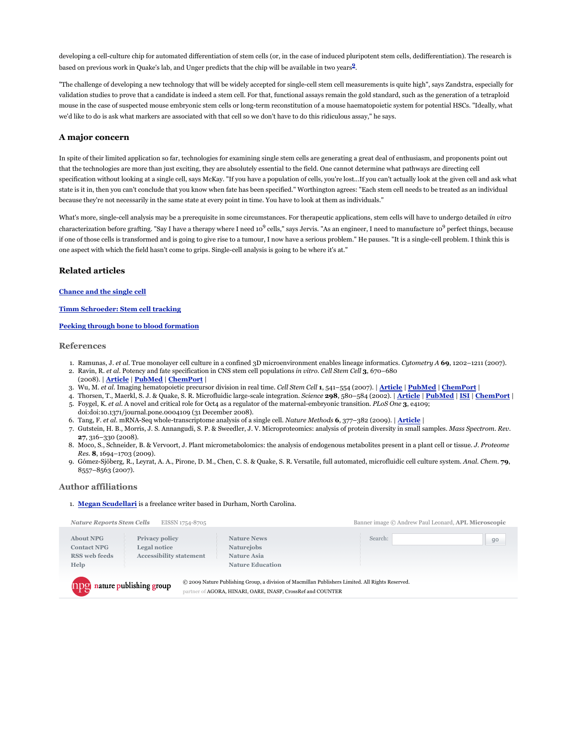developing a cell-culture chip for automated differentiation of stem cells (or, in the case of induced pluripotent stem cells, dedifferentiation). The research is based on previous work in Quake's lab, and Unger predicts that the chip will be available in two years[9].

"The challenge of developing a new technology that will be widely accepted for single-cell stem cell measurements is quite high", says Zandstra, especially for validation studies to prove that a candidate is indeed a stem cell. For that, functional assays remain the gold standard, such as the generation of a tetraploid mouse in the case of suspected mouse embryonic stem cells or long-term reconstitution of a mouse haematopoietic system for potential HSCs. "Ideally, what we'd like to do is ask what markers are associated with that cell so we don't have to do this ridiculous assay," he says.

### A major concern

In spite of their limited application so far, technologies for examining single stem cells are generating a great deal of enthusiasm, and proponents point out that the technologies are more than just exciting, they are absolutely essential to the field. One cannot determine what pathways are directing cell specification without looking at a single cell, says McKay. "If you have a population of cells, you're lost...If you can't actually look at the given cell and ask what state is it in, then you can't conclude that you know when fate has been specified." Worthington agrees: "Each stem cell needs to be treated as an individual because they're not necessarily in the same state at every point in time. You have to look at them as individuals."

What's more, single-cell analysis may be a prerequisite in some circumstances. For therapeutic applications, stem cells will have to undergo detailed *in vitro* characterization before grafting. "Say I have a therapy where I need $10^9$ cells," says Jervis. "As an engineer, I need to manufacture $10^9$ perfect things, because if one of those cells is transformed and is going to give rise to a tumour, I now have a serious problem." He pauses. "It is a single-cell problem. I think this is one aspect with which the field hasn't come to grips. Single-cell analysis is going to be where it's at."

### Related articles

**Chance and the single cell**

**Timm Schroeder: Stem cell tracking**

**Peeking through bone to blood formation**

### References

1. Ramunas, J. *et al.* True monolayer cell culture in a confined 3D microenvironment enables lineage informatics. *Cytometry A* **69**, 1202–1211 (2007).
2. Ravin, R. *et al.* Potency and fate specification in CNS stem cell populations *in vitro*. *Cell Stem Cell* **3**, 670–680 (2008). | Article | PubMed | ChemPort |
3. Wu, M. *et al.* Imaging hematopoietic precursor division in real time. *Cell Stem Cell* **1**, 541–554 (2007). | Article | PubMed | ChemPort |
4. Thorsen, T., Maerkl, S. J. & Quake, S. R. Microfluidic large-scale integration. *Science* **298**, 580–584 (2002). | Article | PubMed | ISI | ChemPort |
5. Foygel, K. *et al.* A novel and critical role for Oct4 as a regulator of the maternal-embryonic transition. *PLoS One* **3**, e4109; doi:doi:10.1371/journal.pone.0004109 (31 December 2008).
6. Tang, F. *et al.* mRNA-Seq whole-transcriptome analysis of a single cell. *Nature Methods* **6**, 377–382 (2009). | Article |
7. Gutstein, H. B., Morris, J. S. Annangudi, S. P. & Sweedler, J. V. Microproteomics: analysis of protein diversity in small samples. *Mass Spectrom. Rev.* **27**, 316–330 (2008).
8. Moco, S., Schneider, B. & Vervoort, J. Plant micrometabolomics: the analysis of endogenous metabolites present in a plant cell or tissue. *J. Proteome Res.* **8**, 1694–1703 (2009).
9. Gómez-Sjöberg, R., Leyrat, A. A., Pirone, D. M., Chen, C. S. & Quake, S. R. Versatile, full automated, microfluidic cell culture system. *Anal. Chem.* **79**, 8557–8563 (2007).

### Author affiliations

1. **Megan Scudellari** is a freelance writer based in Durham, North Carolina.